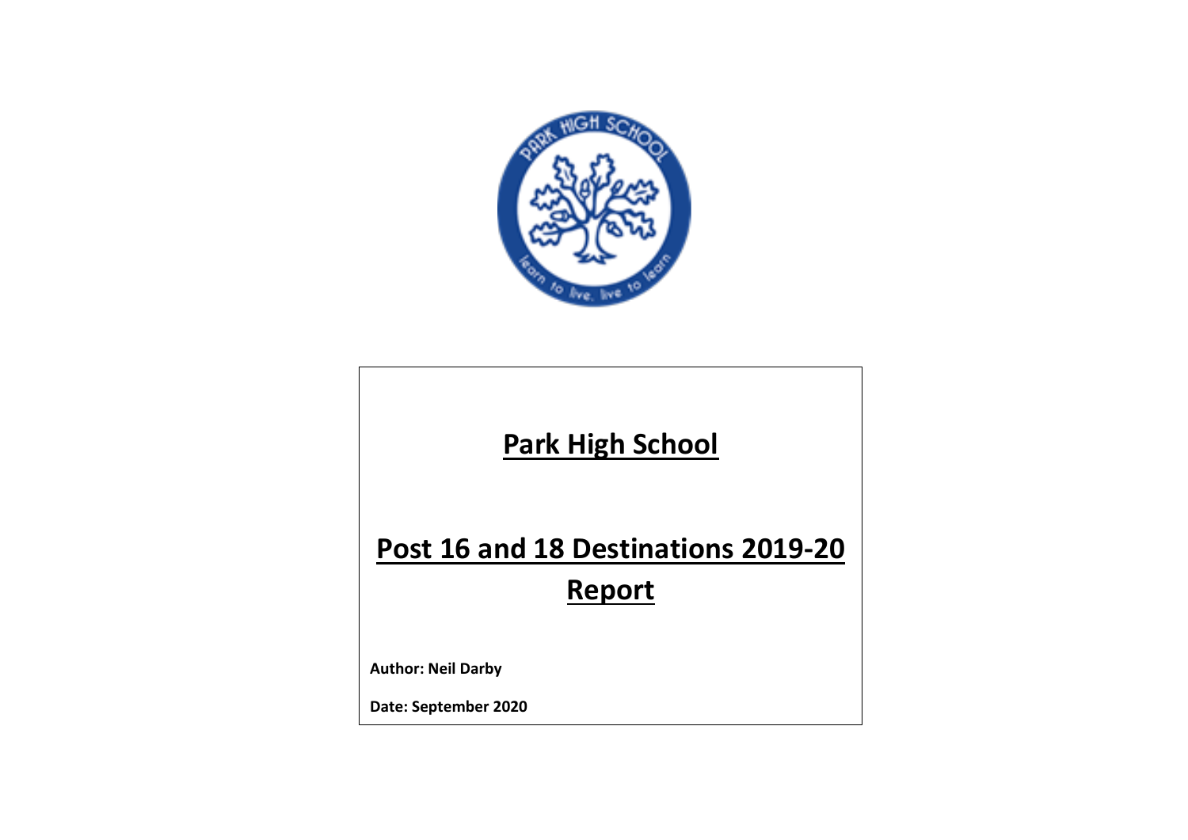# Park High School

# Post 16 and 18 Destinations 2019-20 Report

**Author: Neil Darby**

**Date: September 2020**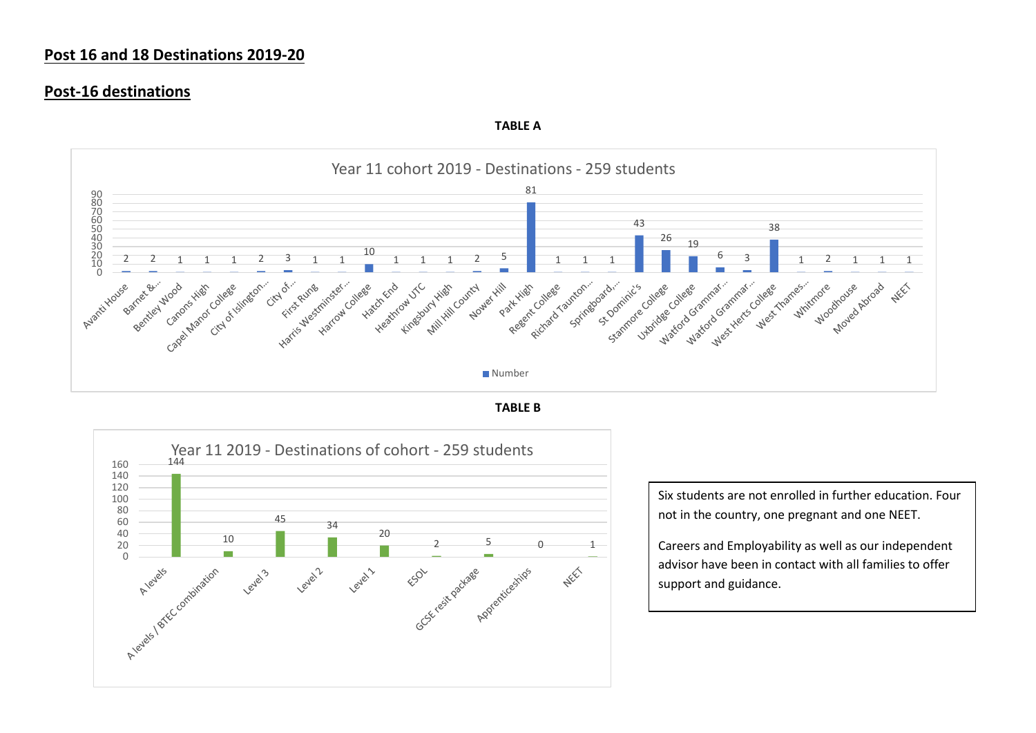## Post 16 and 18 Destinations 2019-20

## Post-16 destinations

**TABLE A**

Year 11 cohort 2019 - Destinations - 259 students

| Destination | Number |
|---|---|
| Avanti House | 2 |
| Barnet &... | 2 |
| Bentley Wood | 1 |
| Canons High | 1 |
| Capel Manor College | 1 |
| City of Islington... | 2 |
| City of... | 3 |
| First Rung | 1 |
| Harris Westminster... | 1 |
| Harrow College | 10 |
| Hatch End | 1 |
| Heathrow UTC | 1 |
| Kingsbury High | 1 |
| Mill Hill County | 2 |
| Nower Hill | 5 |
| Park High | 81 |
| Regent College | 1 |
| Richard Taunton... | 1 |
| Springboard,... | 1 |
| St Dominic's | 43 |
| Stanmore College | 26 |
| Uxbridge College | 19 |
| Watford Grammar... | 6 |
| Watford Grammar... | 3 |
| West Herts College | 38 |
| West Thames... | 1 |
| Whitmore | 2 |
| Woodhouse | 1 |
| Moved Abroad | 1 |
| NEET | 1 |

**TABLE B**

Year 11 2019 - Destinations of cohort - 259 students

| Destination | Number |
|---|---|
| A levels | 144 |
| A levels / BTEC combination | 10 |
| Level 3 | 45 |
| Level 2 | 34 |
| Level 1 | 20 |
| ESOL | 2 |
| GCSE resit package | 5 |
| Apprenticeships | 0 |
| NEET | 1 |

Six students are not enrolled in further education. Four not in the country, one pregnant and one NEET.

Careers and Employability as well as our independent advisor have been in contact with all families to offer support and guidance.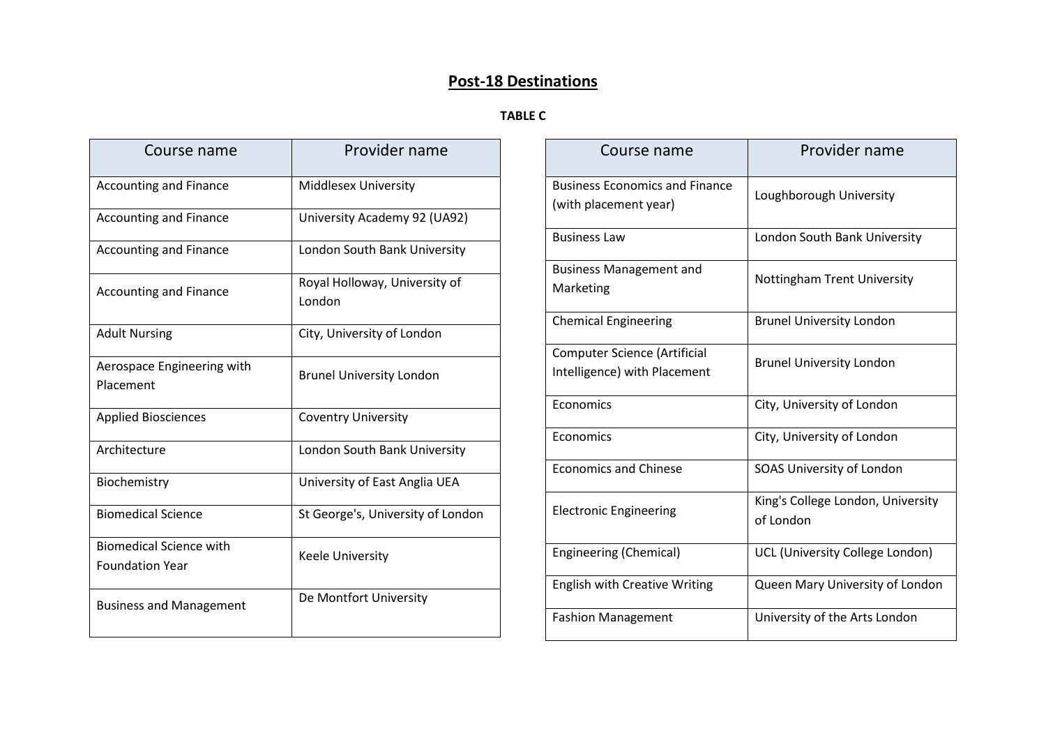## Post-18 Destinations

**TABLE C**

| Course name | Provider name |
|---|---|
| Accounting and Finance | Middlesex University |
| Accounting and Finance | University Academy 92 (UA92) |
| Accounting and Finance | London South Bank University |
| Accounting and Finance | Royal Holloway, University of London |
| Adult Nursing | City, University of London |
| Aerospace Engineering with Placement | Brunel University London |
| Applied Biosciences | Coventry University |
| Architecture | London South Bank University |
| Biochemistry | University of East Anglia UEA |
| Biomedical Science | St George's, University of London |
| Biomedical Science with Foundation Year | Keele University |
| Business and Management | De Montfort University |
| Business Economics and Finance (with placement year) | Loughborough University |
| Business Law | London South Bank University |
| Business Management and Marketing | Nottingham Trent University |
| Chemical Engineering | Brunel University London |
| Computer Science (Artificial Intelligence) with Placement | Brunel University London |
| Economics | City, University of London |
| Economics | City, University of London |
| Economics and Chinese | SOAS University of London |
| Electronic Engineering | King's College London, University of London |
| Engineering (Chemical) | UCL (University College London) |
| English with Creative Writing | Queen Mary University of London |
| Fashion Management | University of the Arts London |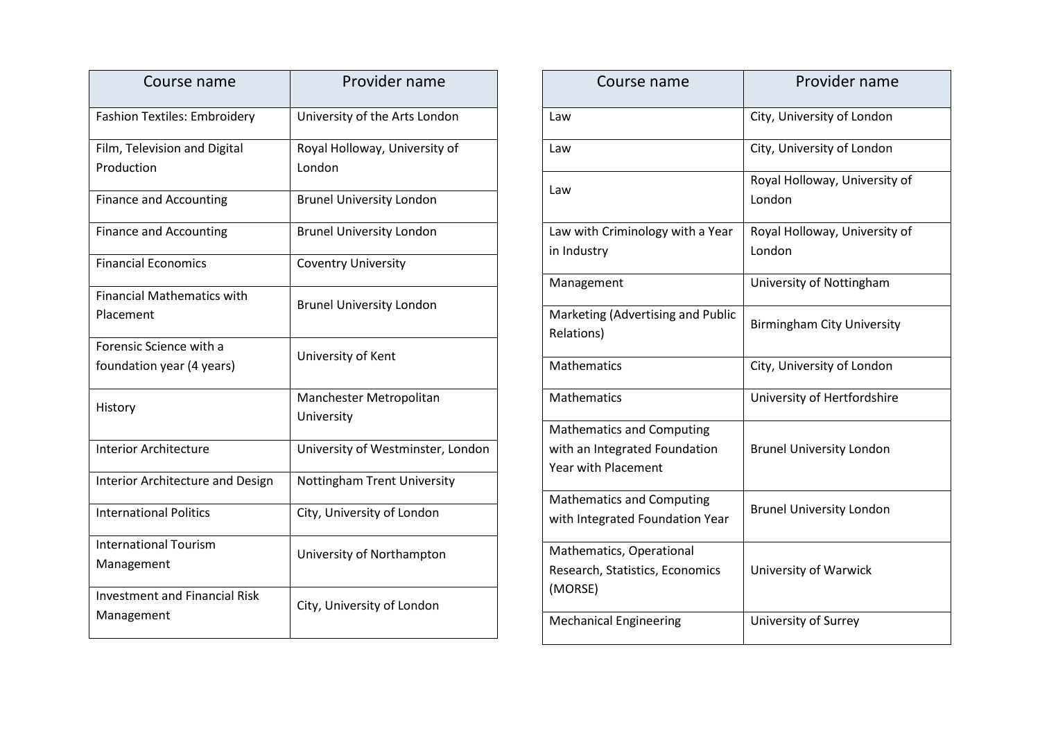| Course name | Provider name |
| --- | --- |
| Fashion Textiles: Embroidery | University of the Arts London |
| Film, Television and Digital Production | Royal Holloway, University of London |
| Finance and Accounting | Brunel University London |
| Finance and Accounting | Brunel University London |
| Financial Economics | Coventry University |
| Financial Mathematics with Placement | Brunel University London |
| Forensic Science with a foundation year (4 years) | University of Kent |
| History | Manchester Metropolitan University |
| Interior Architecture | University of Westminster, London |
| Interior Architecture and Design | Nottingham Trent University |
| International Politics | City, University of London |
| International Tourism Management | University of Northampton |
| Investment and Financial Risk Management | City, University of London |

| Course name | Provider name |
| --- | --- |
| Law | City, University of London |
| Law | City, University of London |
| Law | Royal Holloway, University of London |
| Law with Criminology with a Year in Industry | Royal Holloway, University of London |
| Management | University of Nottingham |
| Marketing (Advertising and Public Relations) | Birmingham City University |
| Mathematics | City, University of London |
| Mathematics | University of Hertfordshire |
| Mathematics and Computing with an Integrated Foundation Year with Placement | Brunel University London |
| Mathematics and Computing with Integrated Foundation Year | Brunel University London |
| Mathematics, Operational Research, Statistics, Economics (MORSE) | University of Warwick |
| Mechanical Engineering | University of Surrey |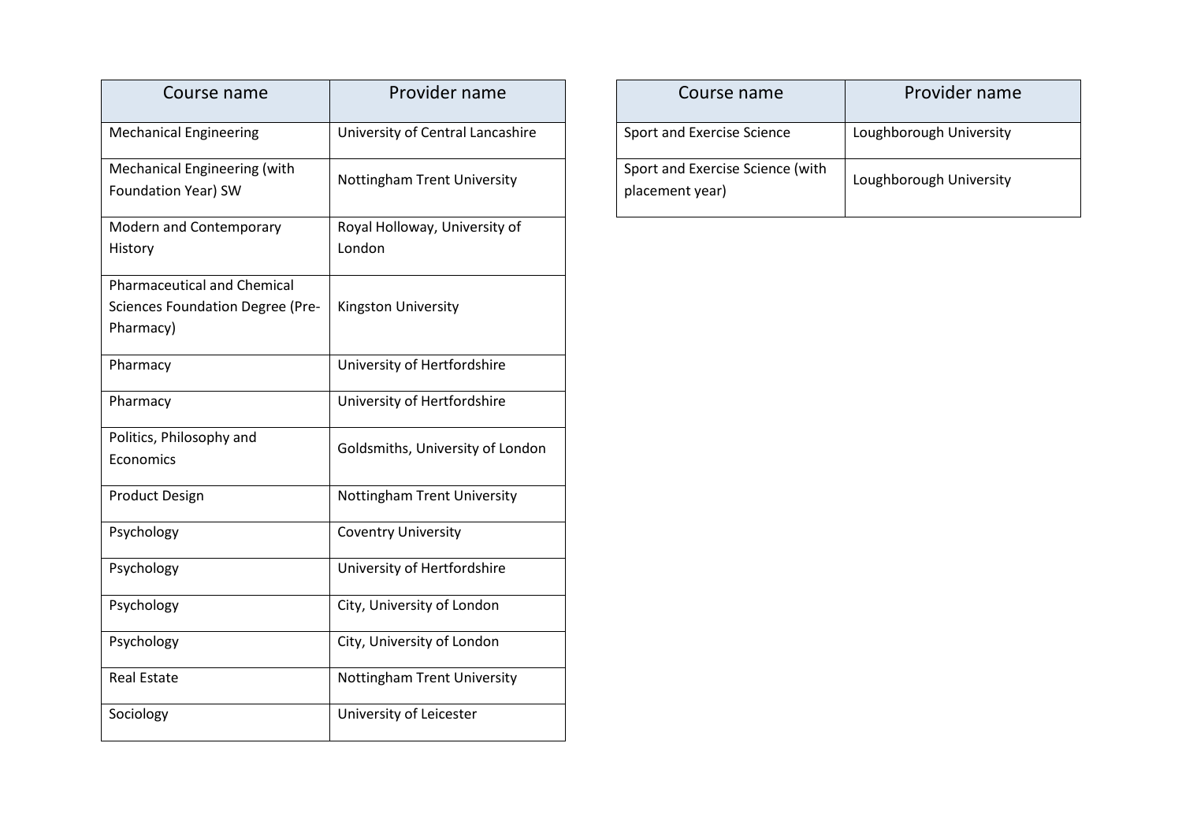| Course name | Provider name |
| --- | --- |
| Mechanical Engineering | University of Central Lancashire |
| Mechanical Engineering (with Foundation Year) SW | Nottingham Trent University |
| Modern and Contemporary History | Royal Holloway, University of London |
| Pharmaceutical and Chemical Sciences Foundation Degree (Pre-Pharmacy) | Kingston University |
| Pharmacy | University of Hertfordshire |
| Pharmacy | University of Hertfordshire |
| Politics, Philosophy and Economics | Goldsmiths, University of London |
| Product Design | Nottingham Trent University |
| Psychology | Coventry University |
| Psychology | University of Hertfordshire |
| Psychology | City, University of London |
| Psychology | City, University of London |
| Real Estate | Nottingham Trent University |
| Sociology | University of Leicester |
| Sport and Exercise Science | Loughborough University |
| Sport and Exercise Science (with placement year) | Loughborough University |